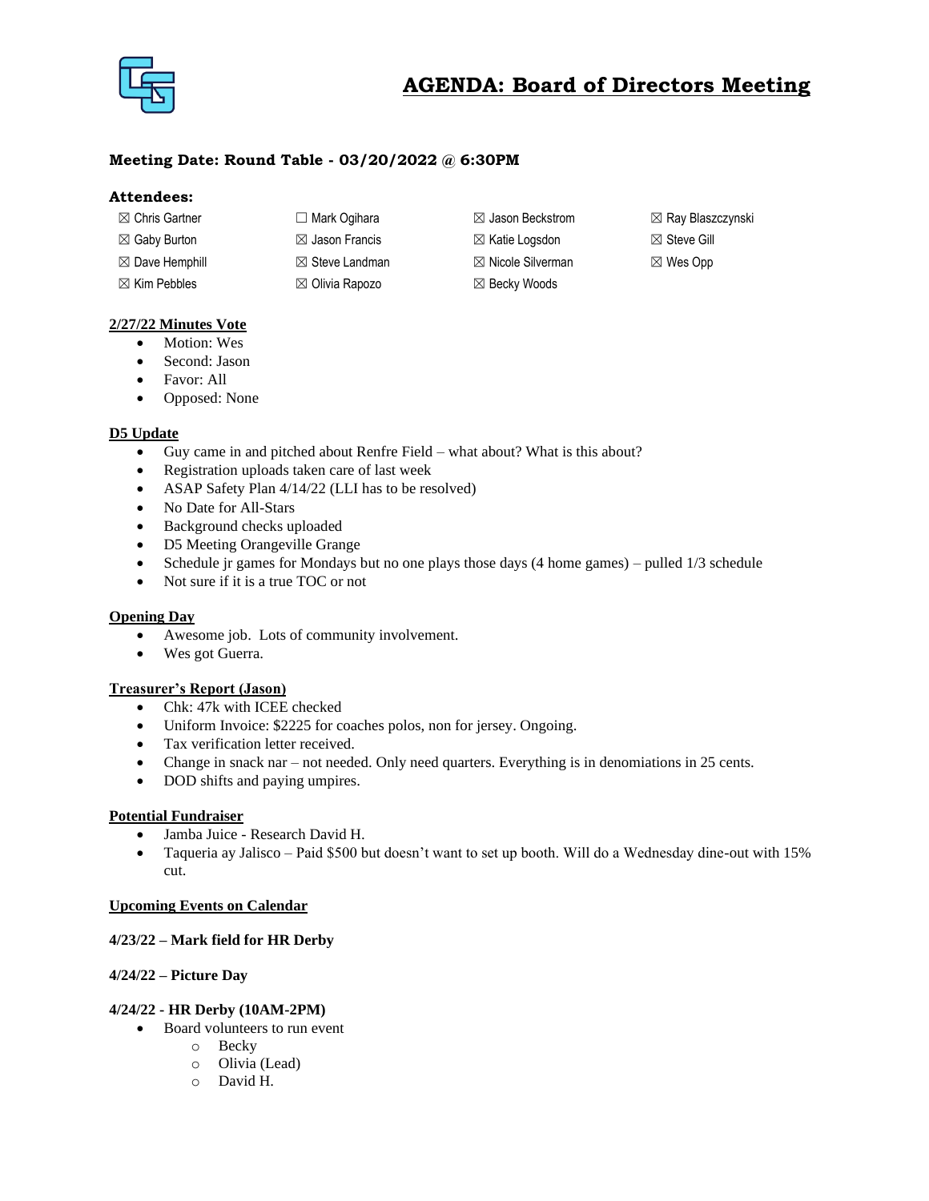# AGENDA: Board of Directors Meeting

**Meeting Date: Round Table - 03/20/2022 @ 6:30PM**

**Attendees:**

| | | | |
|---|---|---|---|
| ☒ Chris Gartner | ☐ Mark Ogihara | ☒ Jason Beckstrom | ☒ Ray Blaszczynski |
| ☒ Gaby Burton | ☒ Jason Francis | ☒ Katie Logsdon | ☒ Steve Gill |
| ☒ Dave Hemphill | ☒ Steve Landman | ☒ Nicole Silverman | ☒ Wes Opp |
| ☒ Kim Pebbles | ☒ Olivia Rapozo | ☒ Becky Woods | |

**2/27/22 Minutes Vote**

- Motion: Wes
- Second: Jason
- Favor: All
- Opposed: None

**D5 Update**

- Guy came in and pitched about Renfre Field – what about? What is this about?
- Registration uploads taken care of last week
- ASAP Safety Plan 4/14/22 (LLI has to be resolved)
- No Date for All-Stars
- Background checks uploaded
- D5 Meeting Orangeville Grange
- Schedule jr games for Mondays but no one plays those days (4 home games) – pulled 1/3 schedule
- Not sure if it is a true TOC or not

**Opening Day**

- Awesome job. Lots of community involvement.
- Wes got Guerra.

**Treasurer's Report (Jason)**

- Chk: 47k with ICEE checked
- Uniform Invoice: $2225 for coaches polos, non for jersey. Ongoing.
- Tax verification letter received.
- Change in snack nar – not needed. Only need quarters. Everything is in denomiations in 25 cents.
- DOD shifts and paying umpires.

**Potential Fundraiser**

- Jamba Juice - Research David H.
- Taqueria ay Jalisco – Paid $500 but doesn't want to set up booth. Will do a Wednesday dine-out with 15% cut.

**Upcoming Events on Calendar**

**4/23/22 – Mark field for HR Derby**

**4/24/22 – Picture Day**

**4/24/22 - HR Derby (10AM-2PM)**

- Board volunteers to run event
  - Becky
  - Olivia (Lead)
  - David H.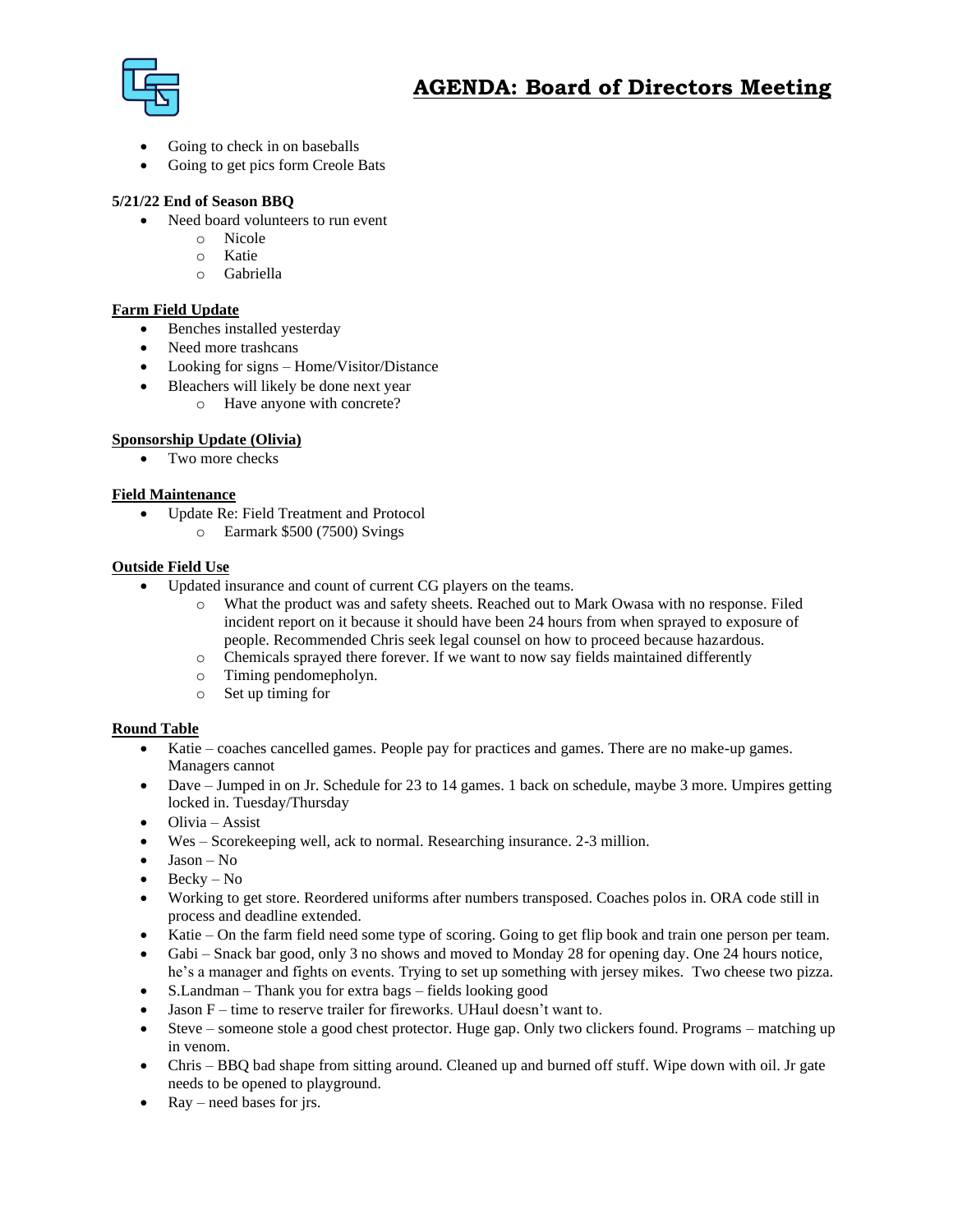# AGENDA: Board of Directors Meeting

- Going to check in on baseballs
- Going to get pics form Creole Bats

**5/21/22 End of Season BBQ**

- Need board volunteers to run event
  - Nicole
  - Katie
  - Gabriella

**Farm Field Update**

- Benches installed yesterday
- Need more trashcans
- Looking for signs – Home/Visitor/Distance
- Bleachers will likely be done next year
  - Have anyone with concrete?

**Sponsorship Update (Olivia)**

- Two more checks

**Field Maintenance**

- Update Re: Field Treatment and Protocol
  - Earmark $500 (7500) Svings

**Outside Field Use**

- Updated insurance and count of current CG players on the teams.
  - What the product was and safety sheets. Reached out to Mark Owasa with no response. Filed incident report on it because it should have been 24 hours from when sprayed to exposure of people. Recommended Chris seek legal counsel on how to proceed because hazardous.
  - Chemicals sprayed there forever. If we want to now say fields maintained differently
  - Timing pendomepholyn.
  - Set up timing for

**Round Table**

- Katie – coaches cancelled games. People pay for practices and games. There are no make-up games. Managers cannot
- Dave – Jumped in on Jr. Schedule for 23 to 14 games. 1 back on schedule, maybe 3 more. Umpires getting locked in. Tuesday/Thursday
- Olivia – Assist
- Wes – Scorekeeping well, ack to normal. Researching insurance. 2-3 million.
- Jason – No
- Becky – No
- Working to get store. Reordered uniforms after numbers transposed. Coaches polos in. ORA code still in process and deadline extended.
- Katie – On the farm field need some type of scoring. Going to get flip book and train one person per team.
- Gabi – Snack bar good, only 3 no shows and moved to Monday 28 for opening day. One 24 hours notice, he's a manager and fights on events. Trying to set up something with jersey mikes. Two cheese two pizza.
- S.Landman – Thank you for extra bags – fields looking good
- Jason F – time to reserve trailer for fireworks. UHaul doesn't want to.
- Steve – someone stole a good chest protector. Huge gap. Only two clickers found. Programs – matching up in venom.
- Chris – BBQ bad shape from sitting around. Cleaned up and burned off stuff. Wipe down with oil. Jr gate needs to be opened to playground.
- Ray – need bases for jrs.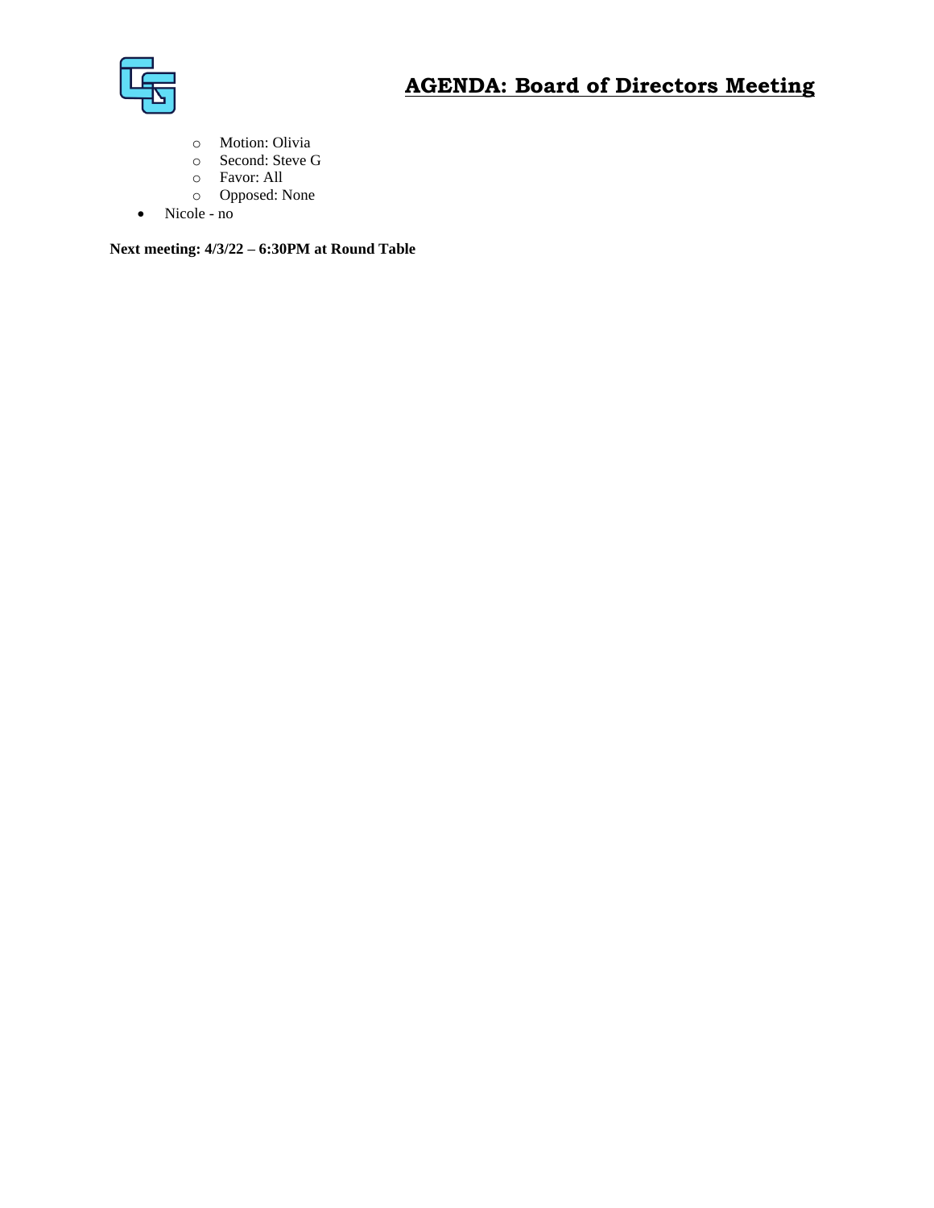- Motion: Olivia
  - Second: Steve G
  - Favor: All
  - Opposed: None
- Nicole - no

**Next meeting: 4/3/22 – 6:30PM at Round Table**